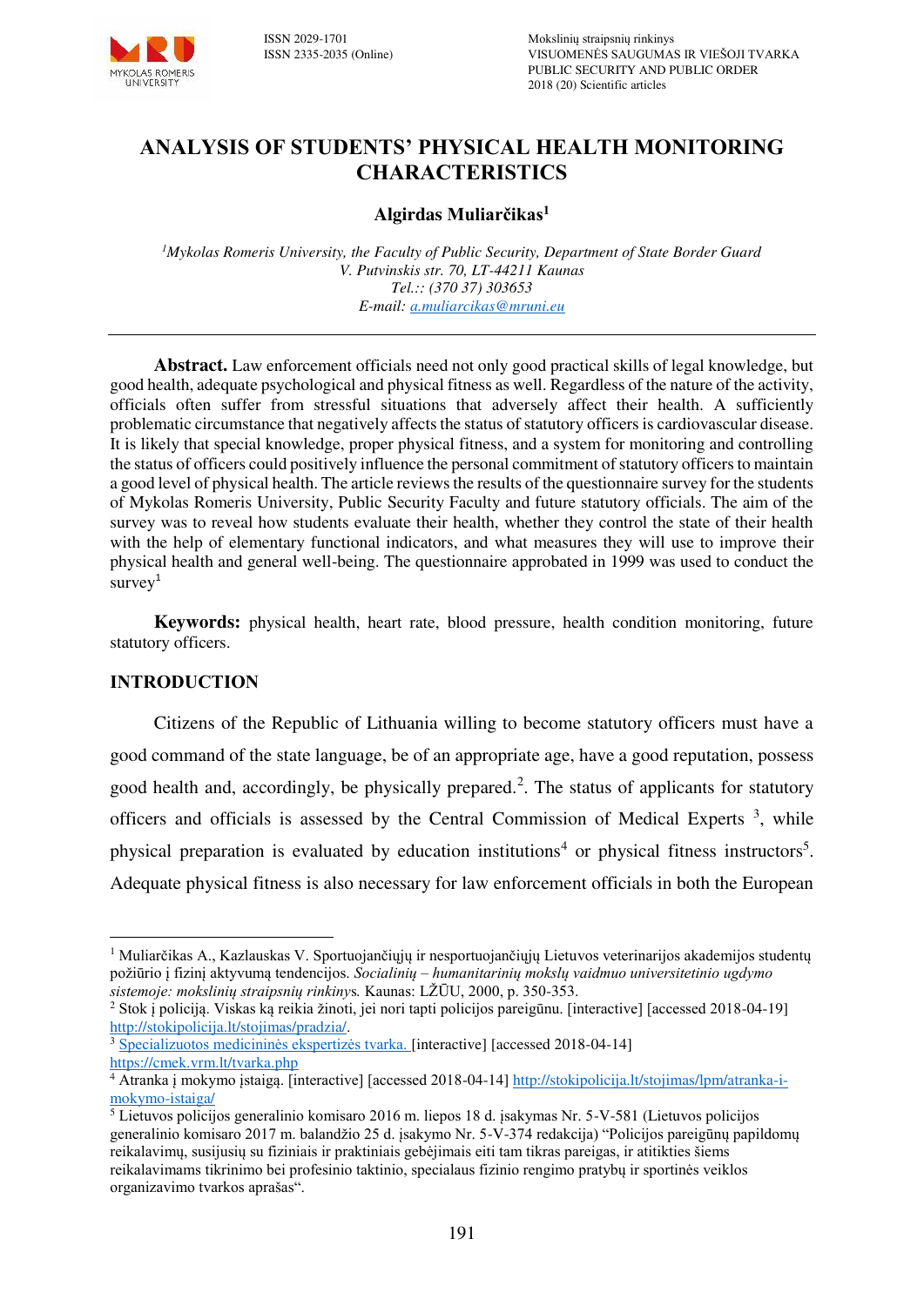# ANALYSIS OF STUDENTS' PHYSICAL HEALTH MONITORING CHARACTERISTICS

**Algirdas Muliarčikas**[1]

*[1]Mykolas Romeris University, the Faculty of Public Security, Department of State Border Guard*
*V. Putvinskis str. 70, LT-44211 Kaunas*
*Tel.:: (370 37) 303653*
*E-mail: a.muliarcikas@mruni.eu*

---

**Abstract.** Law enforcement officials need not only good practical skills of legal knowledge, but good health, adequate psychological and physical fitness as well. Regardless of the nature of the activity, officials often suffer from stressful situations that adversely affect their health. A sufficiently problematic circumstance that negatively affects the status of statutory officers is cardiovascular disease. It is likely that special knowledge, proper physical fitness, and a system for monitoring and controlling the status of officers could positively influence the personal commitment of statutory officers to maintain a good level of physical health. The article reviews the results of the questionnaire survey for the students of Mykolas Romeris University, Public Security Faculty and future statutory officials. The aim of the survey was to reveal how students evaluate their health, whether they control the state of their health with the help of elementary functional indicators, and what measures they will use to improve their physical health and general well-being. The questionnaire approbated in 1999 was used to conduct the survey[1]

**Keywords:** physical health, heart rate, blood pressure, health condition monitoring, future statutory officers.

## INTRODUCTION

Citizens of the Republic of Lithuania willing to become statutory officers must have a good command of the state language, be of an appropriate age, have a good reputation, possess good health and, accordingly, be physically prepared.[2]. The status of applicants for statutory officers and officials is assessed by the Central Commission of Medical Experts [3], while physical preparation is evaluated by education institutions[4] or physical fitness instructors[5]. Adequate physical fitness is also necessary for law enforcement officials in both the European

---

[1] Muliarčikas A., Kazlauskas V. Sportuojančiųjų ir nesportuojančiųjų Lietuvos veterinarijos akademijos studentų požiūrio į fizinį aktyvumą tendencijos. *Socialinių – humanitarinių mokslų vaidmuo universitetinio ugdymo sistemoje: mokslinių straipsnių rinkinys.* Kaunas: LŽŪU, 2000, p. 350-353.

[2] Stok į policiją. Viskas ką reikia žinoti, jei nori tapti policijos pareigūnu. [interactive] [accessed 2018-04-19] http://stokipolicija.lt/stojimas/pradzia/.

[3] Specializuotos medicininės ekspertizės tvarka. [interactive] [accessed 2018-04-14] https://cmek.vrm.lt/tvarka.php

[4] Atranka į mokymo įstaigą. [interactive] [accessed 2018-04-14] http://stokipolicija.lt/stojimas/lpm/atranka-i-mokymo-istaiga/

[5] Lietuvos policijos generalinio komisaro 2016 m. liepos 18 d. įsakymas Nr. 5-V-581 (Lietuvos policijos generalinio komisaro 2017 m. balandžio 25 d. įsakymo Nr. 5-V-374 redakcija) "Policijos pareigūnų papildomų reikalavimų, susijusių su fiziniais ir praktiniais gebėjimais eiti tam tikras pareigas, ir atitikties šiems reikalavimams tikrinimo bei profesinio taktinio, specialaus fizinio rengimo pratybų ir sportinės veiklos organizavimo tvarkos aprašas".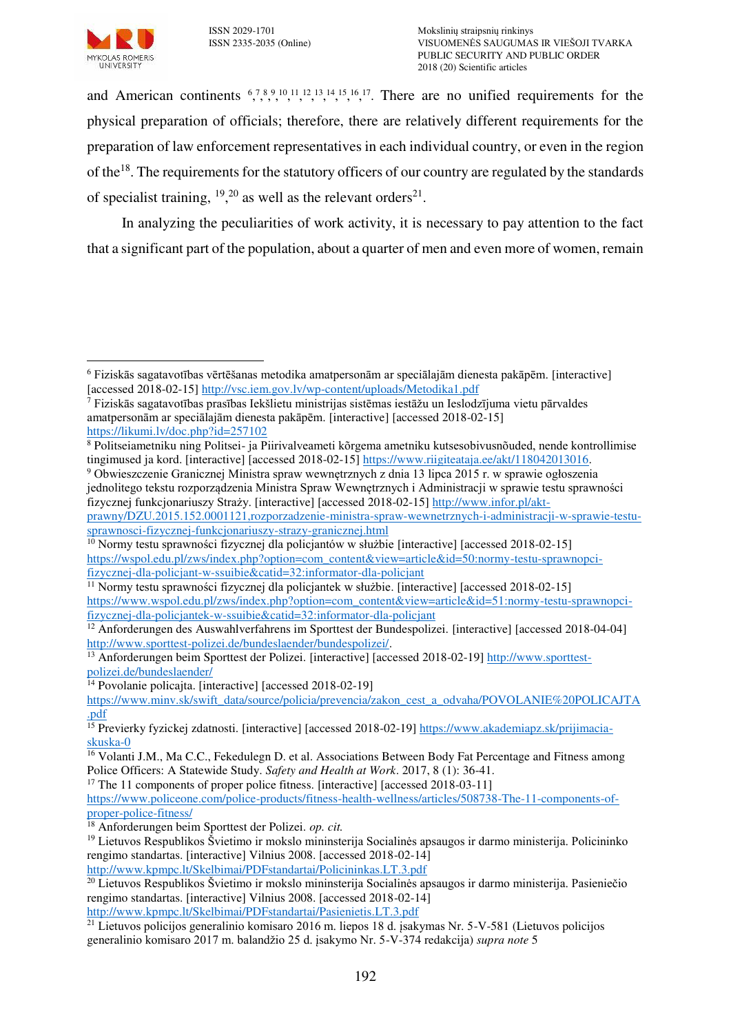and American continents [6],[7],[8],[9],[10],[11],[12],[13],[14],[15],[16],[17]. There are no unified requirements for the physical preparation of officials; therefore, there are relatively different requirements for the preparation of law enforcement representatives in each individual country, or even in the region of the[18]. The requirements for the statutory officers of our country are regulated by the standards of specialist training, [19],[20] as well as the relevant orders[21].

In analyzing the peculiarities of work activity, it is necessary to pay attention to the fact that a significant part of the population, about a quarter of men and even more of women, remain

---

[6] Fiziskās sagatavotības vērtēšanas metodika amatpersonām ar speciālajām dienesta pakāpēm. [interactive] [accessed 2018-02-15] http://vsc.iem.gov.lv/wp-content/uploads/Metodika1.pdf

[7] Fiziskās sagatavotības prasības Iekšlietu ministrijas sistēmas iestāžu un Ieslodzījuma vietu pārvaldes amatpersonām ar speciālajām dienesta pakāpēm. [interactive] [accessed 2018-02-15] https://likumi.lv/doc.php?id=257102

[8] Politseiametniku ning Politsei- ja Piirivalveameti kõrgema ametniku kutsesobivusnõuded, nende kontrollimise tingimused ja kord. [interactive] [accessed 2018-02-15] https://www.riigiteataja.ee/akt/118042013016.

[9] Obwieszczenie Granicznej Ministra spraw wewnętrznych z dnia 13 lipca 2015 r. w sprawie ogłoszenia jednolitego tekstu rozporządzenia Ministra Spraw Wewnętrznych i Administracji w sprawie testu sprawności fizycznej funkcjonariuszy Straży. [interactive] [accessed 2018-02-15] http://www.infor.pl/akt-prawny/DZU.2015.152.0001121,rozporzadzenie-ministra-spraw-wewnetrznych-i-administracji-w-sprawie-testu-sprawnosci-fizycznej-funkcjonariuszy-strazy-granicznej.html

[10] Normy testu sprawności fizycznej dla policjantów w służbie [interactive] [accessed 2018-02-15] https://wspol.edu.pl/zws/index.php?option=com_content&view=article&id=50:normy-testu-sprawnopci-fizycznej-dla-policjant-w-ssuibie&catid=32:informator-dla-policjant

[11] Normy testu sprawności fizycznej dla policjantek w służbie. [interactive] [accessed 2018-02-15] https://www.wspol.edu.pl/zws/index.php?option=com_content&view=article&id=51:normy-testu-sprawnopci-fizycznej-dla-policjantek-w-ssuibie&catid=32:informator-dla-policjant

[12] Anforderungen des Auswahlverfahrens im Sporttest der Bundespolizei. [interactive] [accessed 2018-04-04] http://www.sporttest-polizei.de/bundeslaender/bundespolizei/.

[13] Anforderungen beim Sporttest der Polizei. [interactive] [accessed 2018-02-19] http://www.sporttest-polizei.de/bundeslaender/

[14] Povolanie policajta. [interactive] [accessed 2018-02-19] https://www.minv.sk/swift_data/source/policia/prevencia/zakon_cest_a_odvaha/POVOLANIE%20POLICAJTA.pdf

[15] Previerky fyzickej zdatnosti. [interactive] [accessed 2018-02-19] https://www.akademiapz.sk/prijimacia-skuska-0

[16] Volanti J.M., Ma C.C., Fekedulegn D. et al. Associations Between Body Fat Percentage and Fitness among Police Officers: A Statewide Study. *Safety and Health at Work*. 2017, 8 (1): 36-41.

[17] The 11 components of proper police fitness. [interactive] [accessed 2018-03-11] https://www.policeone.com/police-products/fitness-health-wellness/articles/508738-The-11-components-of-proper-police-fitness/

[18] Anforderungen beim Sporttest der Polizei. *op. cit.*

[19] Lietuvos Respublikos Švietimo ir mokslo mininsterija Socialinės apsaugos ir darmo ministerija. Policininko rengimo standartas. [interactive] Vilnius 2008. [accessed 2018-02-14] http://www.kpmpc.lt/Skelbimai/PDFstandartai/Policininkas.LT.3.pdf

[20] Lietuvos Respublikos Švietimo ir mokslo mininsterija Socialinės apsaugos ir darmo ministerija. Pasieniečio rengimo standartas. [interactive] Vilnius 2008. [accessed 2018-02-14] http://www.kpmpc.lt/Skelbimai/PDFstandartai/Pasienietis.LT.3.pdf

[21] Lietuvos policijos generalinio komisaro 2016 m. liepos 18 d. įsakymas Nr. 5-V-581 (Lietuvos policijos generalinio komisaro 2017 m. balandžio 25 d. įsakymo Nr. 5-V-374 redakcija) *supra note* 5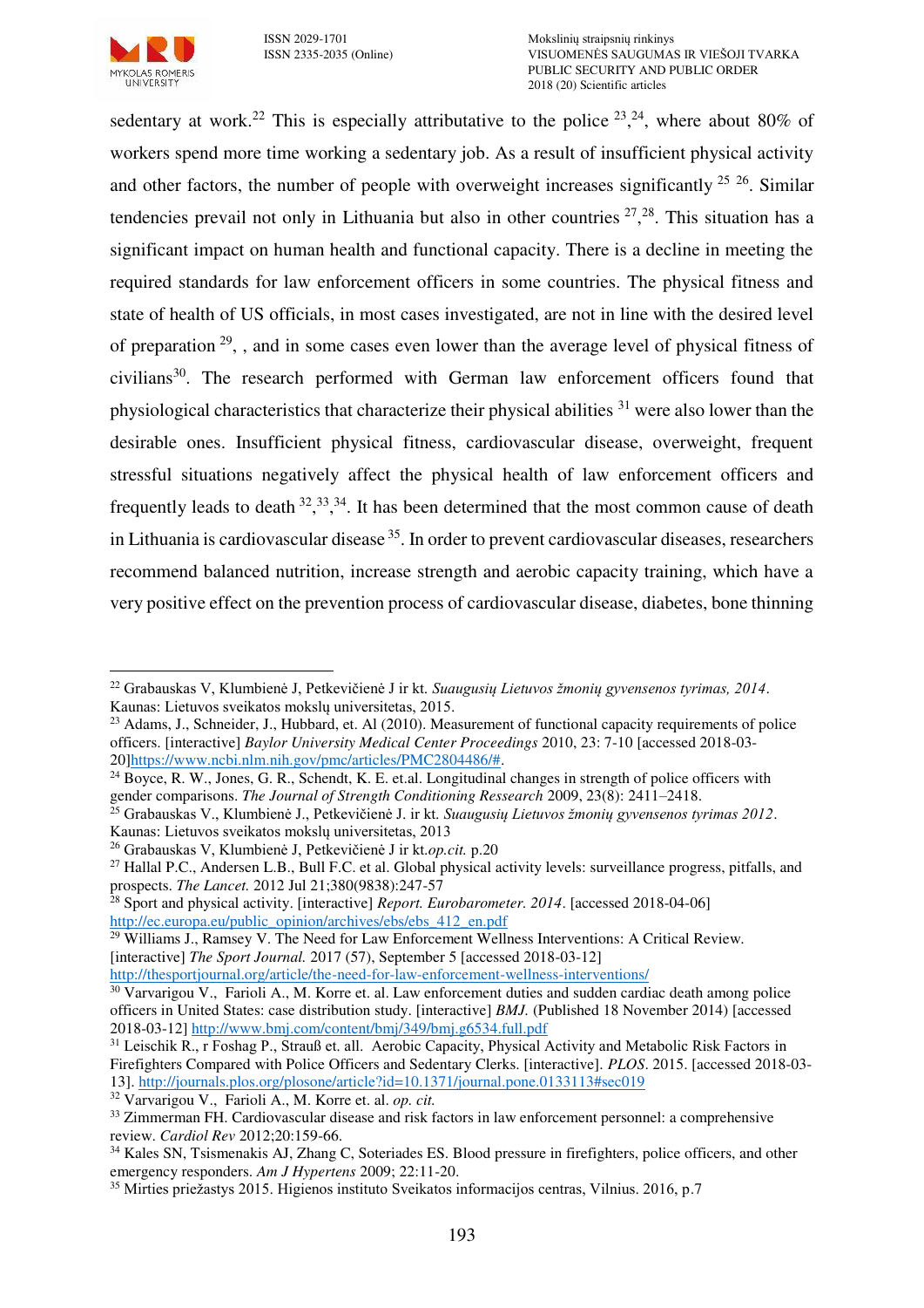sedentary at work.[22] This is especially attributative to the police [23,24], where about 80% of workers spend more time working a sedentary job. As a result of insufficient physical activity and other factors, the number of people with overweight increases significantly [25] [26]. Similar tendencies prevail not only in Lithuania but also in other countries [27,28]. This situation has a significant impact on human health and functional capacity. There is a decline in meeting the required standards for law enforcement officers in some countries. The physical fitness and state of health of US officials, in most cases investigated, are not in line with the desired level of preparation [29], , and in some cases even lower than the average level of physical fitness of civilians[30]. The research performed with German law enforcement officers found that physiological characteristics that characterize their physical abilities [31] were also lower than the desirable ones. Insufficient physical fitness, cardiovascular disease, overweight, frequent stressful situations negatively affect the physical health of law enforcement officers and frequently leads to death [32,33,34]. It has been determined that the most common cause of death in Lithuania is cardiovascular disease [35]. In order to prevent cardiovascular diseases, researchers recommend balanced nutrition, increase strength and aerobic capacity training, which have a very positive effect on the prevention process of cardiovascular disease, diabetes, bone thinning

---

[22] Grabauskas V, Klumbienė J, Petkevičienė J ir kt. *Suaugusių Lietuvos žmonių gyvensenos tyrimas, 2014*. Kaunas: Lietuvos sveikatos mokslų universitetas, 2015.

[23] Adams, J., Schneider, J., Hubbard, et. Al (2010). Measurement of functional capacity requirements of police officers. [interactive] *Baylor University Medical Center Proceedings* 2010, 23: 7-10 [accessed 2018-03-20]https://www.ncbi.nlm.nih.gov/pmc/articles/PMC2804486/#.

[24] Boyce, R. W., Jones, G. R., Schendt, K. E. et.al. Longitudinal changes in strength of police officers with gender comparisons. *The Journal of Strength Conditioning Ressearch* 2009, 23(8): 2411–2418.

[25] Grabauskas V., Klumbienė J., Petkevičienė J. ir kt. *Suaugusių Lietuvos žmonių gyvensenos tyrimas 2012*. Kaunas: Lietuvos sveikatos mokslų universitetas, 2013

[26] Grabauskas V, Klumbienė J, Petkevičienė J ir kt.*op.cit.* p.20

[27] Hallal P.C., Andersen L.B., Bull F.C. et al. Global physical activity levels: surveillance progress, pitfalls, and prospects. *The Lancet.* 2012 Jul 21;380(9838):247-57

[28] Sport and physical activity. [interactive] *Report. Eurobarometer. 2014*. [accessed 2018-04-06] http://ec.europa.eu/public_opinion/archives/ebs/ebs_412_en.pdf

[29] Williams J., Ramsey V. The Need for Law Enforcement Wellness Interventions: A Critical Review. [interactive] *The Sport Journal.* 2017 (57), September 5 [accessed 2018-03-12] http://thesportjournal.org/article/the-need-for-law-enforcement-wellness-interventions/

[30] Varvarigou V., Farioli A., M. Korre et. al. Law enforcement duties and sudden cardiac death among police officers in United States: case distribution study. [interactive] *BMJ.* (Published 18 November 2014) [accessed 2018-03-12] http://www.bmj.com/content/bmj/349/bmj.g6534.full.pdf

[31] Leischik R., r Foshag P., Strauß et. all. Aerobic Capacity, Physical Activity and Metabolic Risk Factors in Firefighters Compared with Police Officers and Sedentary Clerks. [interactive]. *PLOS*. 2015. [accessed 2018-03-13]. http://journals.plos.org/plosone/article?id=10.1371/journal.pone.0133113#sec019

[32] Varvarigou V., Farioli A., M. Korre et. al. *op. cit.*

[33] Zimmerman FH. Cardiovascular disease and risk factors in law enforcement personnel: a comprehensive review. *Cardiol Rev* 2012;20:159-66.

[34] Kales SN, Tsismenakis AJ, Zhang C, Soteriades ES. Blood pressure in firefighters, police officers, and other emergency responders. *Am J Hypertens* 2009; 22:11-20.

[35] Mirties priežastys 2015. Higienos instituto Sveikatos informacijos centras, Vilnius. 2016, p.7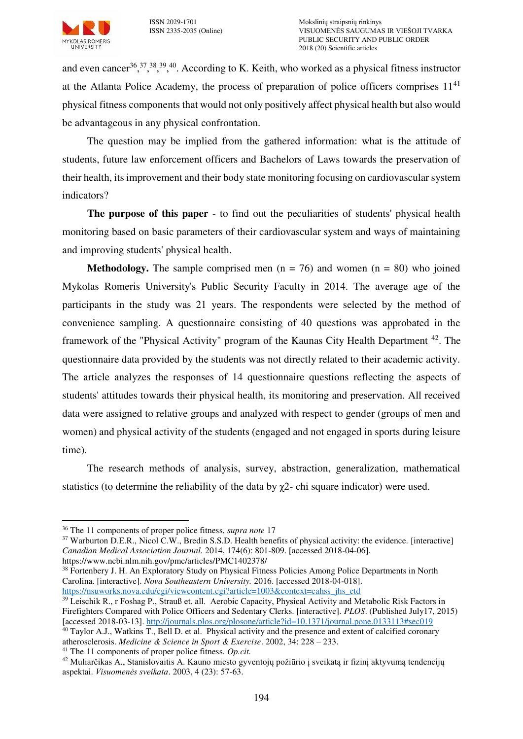and even cancer[36],[37],[38],[39],[40]. According to K. Keith, who worked as a physical fitness instructor at the Atlanta Police Academy, the process of preparation of police officers comprises 11[41] physical fitness components that would not only positively affect physical health but also would be advantageous in any physical confrontation.

The question may be implied from the gathered information: what is the attitude of students, future law enforcement officers and Bachelors of Laws towards the preservation of their health, its improvement and their body state monitoring focusing on cardiovascular system indicators?

**The purpose of this paper** - to find out the peculiarities of students' physical health monitoring based on basic parameters of their cardiovascular system and ways of maintaining and improving students' physical health.

**Methodology.** The sample comprised men (n = 76) and women (n = 80) who joined Mykolas Romeris University's Public Security Faculty in 2014. The average age of the participants in the study was 21 years. The respondents were selected by the method of convenience sampling. A questionnaire consisting of 40 questions was approbated in the framework of the "Physical Activity" program of the Kaunas City Health Department [42]. The questionnaire data provided by the students was not directly related to their academic activity. The article analyzes the responses of 14 questionnaire questions reflecting the aspects of students' attitudes towards their physical health, its monitoring and preservation. All received data were assigned to relative groups and analyzed with respect to gender (groups of men and women) and physical activity of the students (engaged and not engaged in sports during leisure time).

The research methods of analysis, survey, abstraction, generalization, mathematical statistics (to determine the reliability of the data by $\chi 2$- chi square indicator) were used.

---

[36] The 11 components of proper police fitness, *supra note* 17

[37] Warburton D.E.R., Nicol C.W., Bredin S.S.D. Health benefits of physical activity: the evidence. [interactive] *Canadian Medical Association Journal.* 2014, 174(6): 801-809. [accessed 2018-04-06]. https://www.ncbi.nlm.nih.gov/pmc/articles/PMC1402378/

[38] Fortenbery J. H. An Exploratory Study on Physical Fitness Policies Among Police Departments in North Carolina. [interactive]. *Nova Southeastern University.* 2016. [accessed 2018-04-018]. https://nsuworks.nova.edu/cgi/viewcontent.cgi?article=1003&context=cahss_jhs_etd

[39] Leischik R., r Foshag P., Strauß et. all. Aerobic Capacity, Physical Activity and Metabolic Risk Factors in Firefighters Compared with Police Officers and Sedentary Clerks. [interactive]. *PLOS*. (Published July17, 2015) [accessed 2018-03-13]. http://journals.plos.org/plosone/article?id=10.1371/journal.pone.0133113#sec019

[40] Taylor A.J., Watkins T., Bell D. et al. Physical activity and the presence and extent of calcified coronary atherosclerosis. *Medicine & Science in Sport & Exercise*. 2002, 34: 228 – 233.

[41] The 11 components of proper police fitness. *Op.cit.*

[42] Muliarčikas A., Stanislovaitis A. Kauno miesto gyventojų požiūrio į sveikatą ir fizinį aktyvumą tendencijų aspektai. *Visuomenės sveikata*. 2003, 4 (23): 57-63.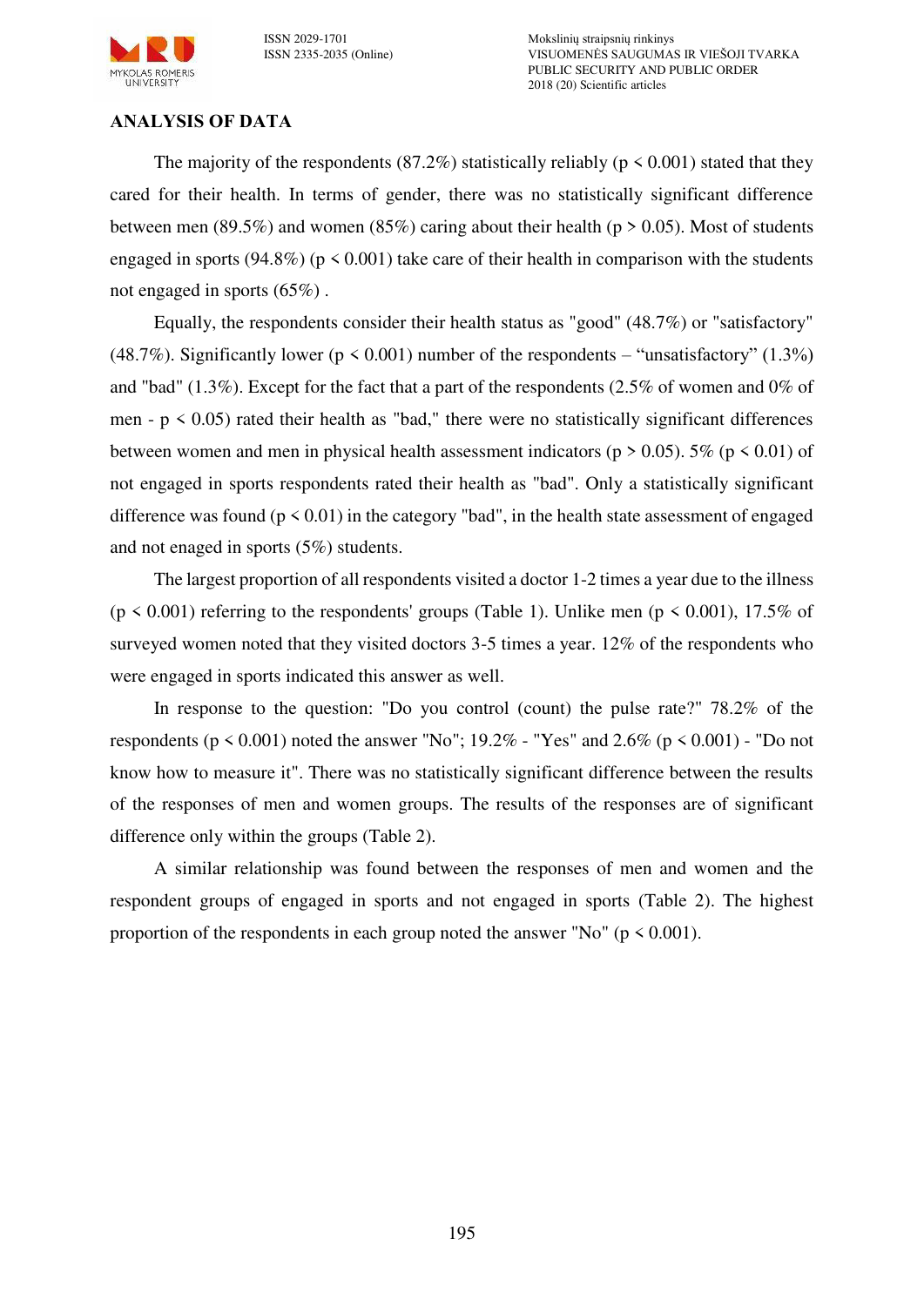## ANALYSIS OF DATA

The majority of the respondents (87.2%) statistically reliably ($p < 0.001$) stated that they cared for their health. In terms of gender, there was no statistically significant difference between men (89.5%) and women (85%) caring about their health ($p > 0.05$). Most of students engaged in sports (94.8%) ($p < 0.001$) take care of their health in comparison with the students not engaged in sports (65%) .

Equally, the respondents consider their health status as "good" (48.7%) or "satisfactory" (48.7%). Significantly lower ($p < 0.001$) number of the respondents – "unsatisfactory" (1.3%) and "bad" (1.3%). Except for the fact that a part of the respondents (2.5% of women and 0% of men - $p < 0.05$) rated their health as "bad," there were no statistically significant differences between women and men in physical health assessment indicators ($p > 0.05$). 5% ($p < 0.01$) of not engaged in sports respondents rated their health as "bad". Only a statistically significant difference was found ($p < 0.01$) in the category "bad", in the health state assessment of engaged and not enaged in sports (5%) students.

The largest proportion of all respondents visited a doctor 1-2 times a year due to the illness ($p < 0.001$) referring to the respondents' groups (Table 1). Unlike men ($p < 0.001$), 17.5% of surveyed women noted that they visited doctors 3-5 times a year. 12% of the respondents who were engaged in sports indicated this answer as well.

In response to the question: "Do you control (count) the pulse rate?" 78.2% of the respondents ($p < 0.001$) noted the answer "No"; 19.2% - "Yes" and 2.6% ($p < 0.001$) - "Do not know how to measure it". There was no statistically significant difference between the results of the responses of men and women groups. The results of the responses are of significant difference only within the groups (Table 2).

A similar relationship was found between the responses of men and women and the respondent groups of engaged in sports and not engaged in sports (Table 2). The highest proportion of the respondents in each group noted the answer "No" ($p < 0.001$).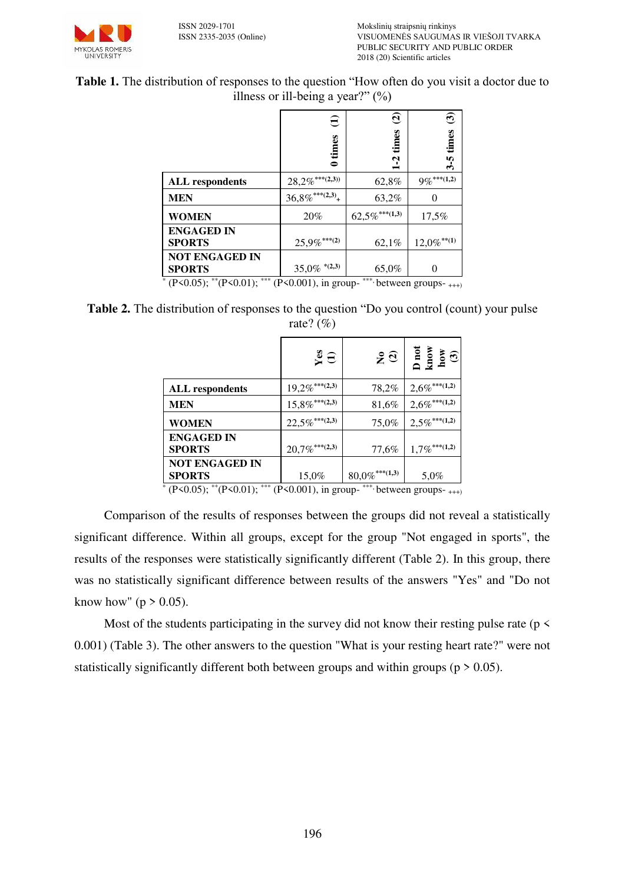**Table 1.** The distribution of responses to the question "How often do you visit a doctor due to illness or ill-being a year?" (%)

| | 0 times (1) | 1-2 times (2) | 3-5 times (3) |
|---|---|---|---|
| **ALL respondents** | 28,2%$^{***(2,3))}$ | 62,8% | 9%$^{***(1,2)}$ |
| **MEN** | 36,8%$^{***(2,3)}_{+}$ | 63,2% | 0 |
| **WOMEN** | 20% | 62,5%$^{***(1,3)}$ | 17,5% |
| **ENGAGED IN SPORTS** | 25,9%$^{***(2)}$ | 62,1% | 12,0%$^{**(1)}$ |
| **NOT ENGAGED IN SPORTS** | 35,0% $^{*(2,3)}$ | 65,0% | 0 |

$^{*}$ (P<0.05); $^{**}$(P<0.01); $^{***}$ (P<0.001), in group- $^{***}$ between groups- $_{+++)}$

**Table 2.** The distribution of responses to the question "Do you control (count) your pulse rate? (%)

| | Yes (1) | No (2) | D not know how (3) |
|---|---|---|---|
| **ALL respondents** | 19,2%$^{***(2,3)}$ | 78,2% | 2,6%$^{***(1,2)}$ |
| **MEN** | 15,8%$^{***(2,3)}$ | 81,6% | 2,6%$^{***(1,2)}$ |
| **WOMEN** | 22,5%$^{***(2,3)}$ | 75,0% | 2,5%$^{***(1,2)}$ |
| **ENGAGED IN SPORTS** | 20,7%$^{***(2,3)}$ | 77,6% | 1,7%$^{***(1,2)}$ |
| **NOT ENGAGED IN SPORTS** | 15,0% | 80,0%$^{***(1,3)}$ | 5,0% |

$^{*}$ (P<0.05); $^{**}$(P<0.01); $^{***}$ (P<0.001), in group- $^{***}$ between groups- $_{+++)}$

Comparison of the results of responses between the groups did not reveal a statistically significant difference. Within all groups, except for the group "Not engaged in sports", the results of the responses were statistically significantly different (Table 2). In this group, there was no statistically significant difference between results of the answers "Yes" and "Do not know how" ($p > 0.05$).

Most of the students participating in the survey did not know their resting pulse rate ($p < 0.001$) (Table 3). The other answers to the question "What is your resting heart rate?" were not statistically significantly different both between groups and within groups ($p > 0.05$).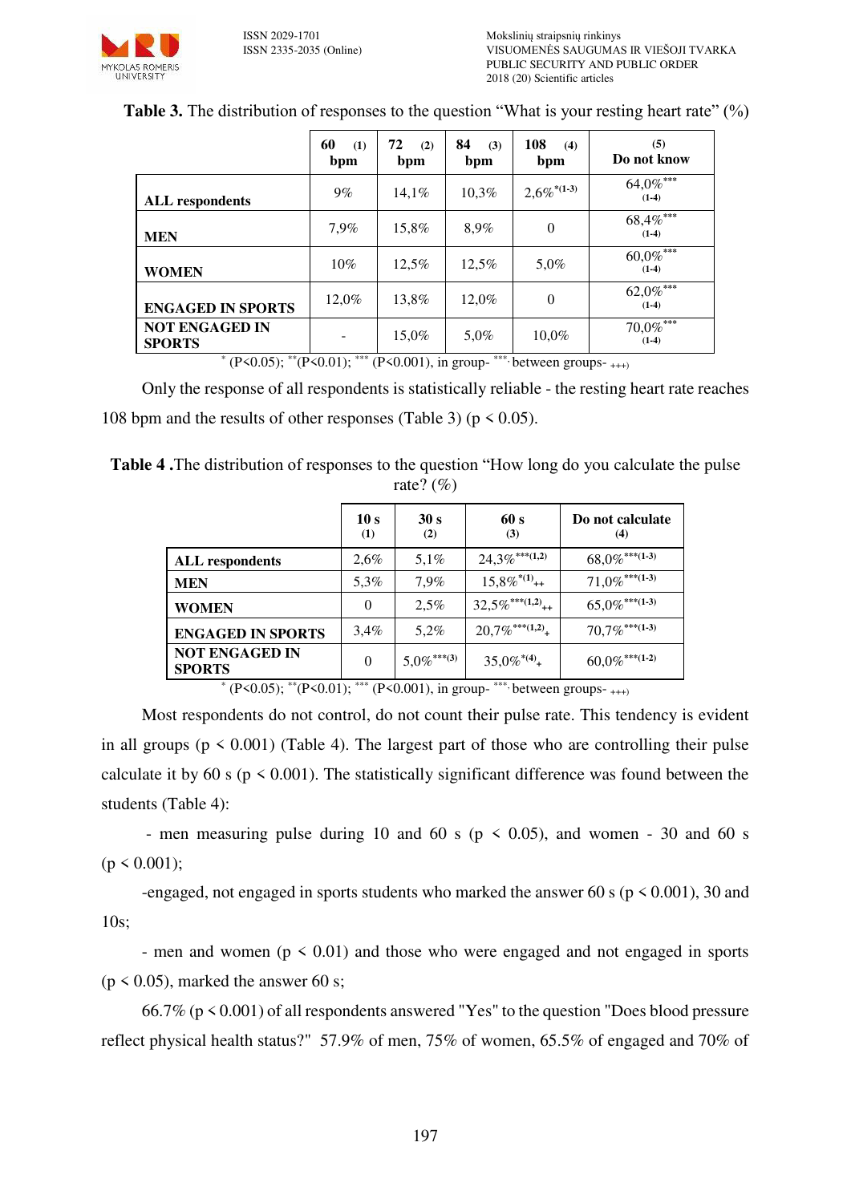**Table 3.** The distribution of responses to the question "What is your resting heart rate" (%)

| | 60 (1) bpm | 72 (2) bpm | 84 (3) bpm | 108 (4) bpm | (5) Do not know |
|---|---|---|---|---|---|
| **ALL respondents** | 9% | 14,1% | 10,3% | 2,6%$^{*(1\text{-}3)}$ | 64,0%$^{***}_{(1\text{-}4)}$ |
| **MEN** | 7,9% | 15,8% | 8,9% | 0 | 68,4%$^{***}_{(1\text{-}4)}$ |
| **WOMEN** | 10% | 12,5% | 12,5% | 5,0% | 60,0%$^{***}_{(1\text{-}4)}$ |
| **ENGAGED IN SPORTS** | 12,0% | 13,8% | 12,0% | 0 | 62,0%$^{***}_{(1\text{-}4)}$ |
| **NOT ENGAGED IN SPORTS** | - | 15,0% | 5,0% | 10,0% | 70,0%$^{***}_{(1\text{-}4)}$ |

$^{*}$ ($P<0.05$); $^{**}$($P<0.01$); $^{***}$ ($P<0.001$), in group- $^{***,}$ between groups- $_{+++)}$

Only the response of all respondents is statistically reliable - the resting heart rate reaches 108 bpm and the results of other responses (Table 3) ($p < 0.05$).

**Table 4 .**The distribution of responses to the question "How long do you calculate the pulse rate? (%)

| | 10 s (1) | 30 s (2) | 60 s (3) | Do not calculate (4) |
|---|---|---|---|---|
| **ALL respondents** | 2,6% | 5,1% | 24,3%$^{***(1,2)}$ | 68,0%$^{***(1\text{-}3)}$ |
| **MEN** | 5,3% | 7,9% | 15,8%$^{*(1)}_{++}$ | 71,0%$^{***(1\text{-}3)}$ |
| **WOMEN** | 0 | 2,5% | 32,5%$^{***(1,2)}_{++}$ | 65,0%$^{***(1\text{-}3)}$ |
| **ENGAGED IN SPORTS** | 3,4% | 5,2% | 20,7%$^{***(1,2)}_{+}$ | 70,7%$^{***(1\text{-}3)}$ |
| **NOT ENGAGED IN SPORTS** | 0 | 5,0%$^{***(3)}$ | 35,0%$^{*(4)}_{+}$ | 60,0%$^{***(1\text{-}2)}$ |

$^{*}$ ($P<0.05$); $^{**}$($P<0.01$); $^{***}$ ($P<0.001$), in group- $^{***,}$ between groups- $_{+++)}$

Most respondents do not control, do not count their pulse rate. This tendency is evident in all groups ($p < 0.001$) (Table 4). The largest part of those who are controlling their pulse calculate it by 60 s ($p < 0.001$). The statistically significant difference was found between the students (Table 4):

- men measuring pulse during 10 and 60 s ($p < 0.05$), and women - 30 and 60 s ($p < 0.001$);

-engaged, not engaged in sports students who marked the answer 60 s ($p < 0.001$), 30 and 10s;

- men and women ($p < 0.01$) and those who were engaged and not engaged in sports ($p < 0.05$), marked the answer 60 s;

66.7% ($p < 0.001$) of all respondents answered "Yes" to the question "Does blood pressure reflect physical health status?" 57.9% of men, 75% of women, 65.5% of engaged and 70% of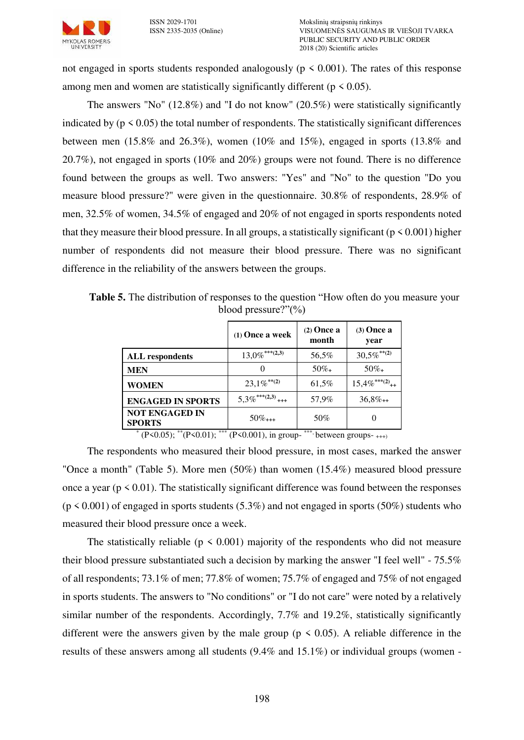not engaged in sports students responded analogously ($p < 0.001$). The rates of this response among men and women are statistically significantly different ($p < 0.05$).

The answers "No" (12.8%) and "I do not know" (20.5%) were statistically significantly indicated by ($p < 0.05$) the total number of respondents. The statistically significant differences between men (15.8% and 26.3%), women (10% and 15%), engaged in sports (13.8% and 20.7%), not engaged in sports (10% and 20%) groups were not found. There is no difference found between the groups as well. Two answers: "Yes" and "No" to the question "Do you measure blood pressure?" were given in the questionnaire. 30.8% of respondents, 28.9% of men, 32.5% of women, 34.5% of engaged and 20% of not engaged in sports respondents noted that they measure their blood pressure. In all groups, a statistically significant ($p < 0.001$) higher number of respondents did not measure their blood pressure. There was no significant difference in the reliability of the answers between the groups.

**Table 5.** The distribution of responses to the question "How often do you measure your blood pressure?"(%)

| | (1) Once a week | (2) Once a month | (3) Once a year |
|---|---|---|---|
| **ALL respondents** | 13,0%$^{***(2,3)}$ | 56,5% | 30,5%$^{**(2)}$ |
| **MEN** | 0 | 50%$_{+}$ | 50%$_{+}$ |
| **WOMEN** | 23,1%$^{**(2)}$ | 61,5% | 15,4%$^{***(2)}_{++}$ |
| **ENGAGED IN SPORTS** | 5,3%$^{***(2,3)}_{+++}$ | 57,9% | 36,8%$_{++}$ |
| **NOT ENGAGED IN SPORTS** | 50%$_{+++}$ | 50% | 0 |

$^{*}$ (P<0.05); $^{**}$(P<0.01); $^{***}$ (P<0.001), in group- $^{***}$; between groups- $_{+++}$)

The respondents who measured their blood pressure, in most cases, marked the answer "Once a month" (Table 5). More men (50%) than women (15.4%) measured blood pressure once a year ($p < 0.01$). The statistically significant difference was found between the responses ($p < 0.001$) of engaged in sports students (5.3%) and not engaged in sports (50%) students who measured their blood pressure once a week.

The statistically reliable ($p < 0.001$) majority of the respondents who did not measure their blood pressure substantiated such a decision by marking the answer "I feel well" - 75.5% of all respondents; 73.1% of men; 77.8% of women; 75.7% of engaged and 75% of not engaged in sports students. The answers to "No conditions" or "I do not care" were noted by a relatively similar number of the respondents. Accordingly, 7.7% and 19.2%, statistically significantly different were the answers given by the male group ($p < 0.05$). A reliable difference in the results of these answers among all students (9.4% and 15.1%) or individual groups (women -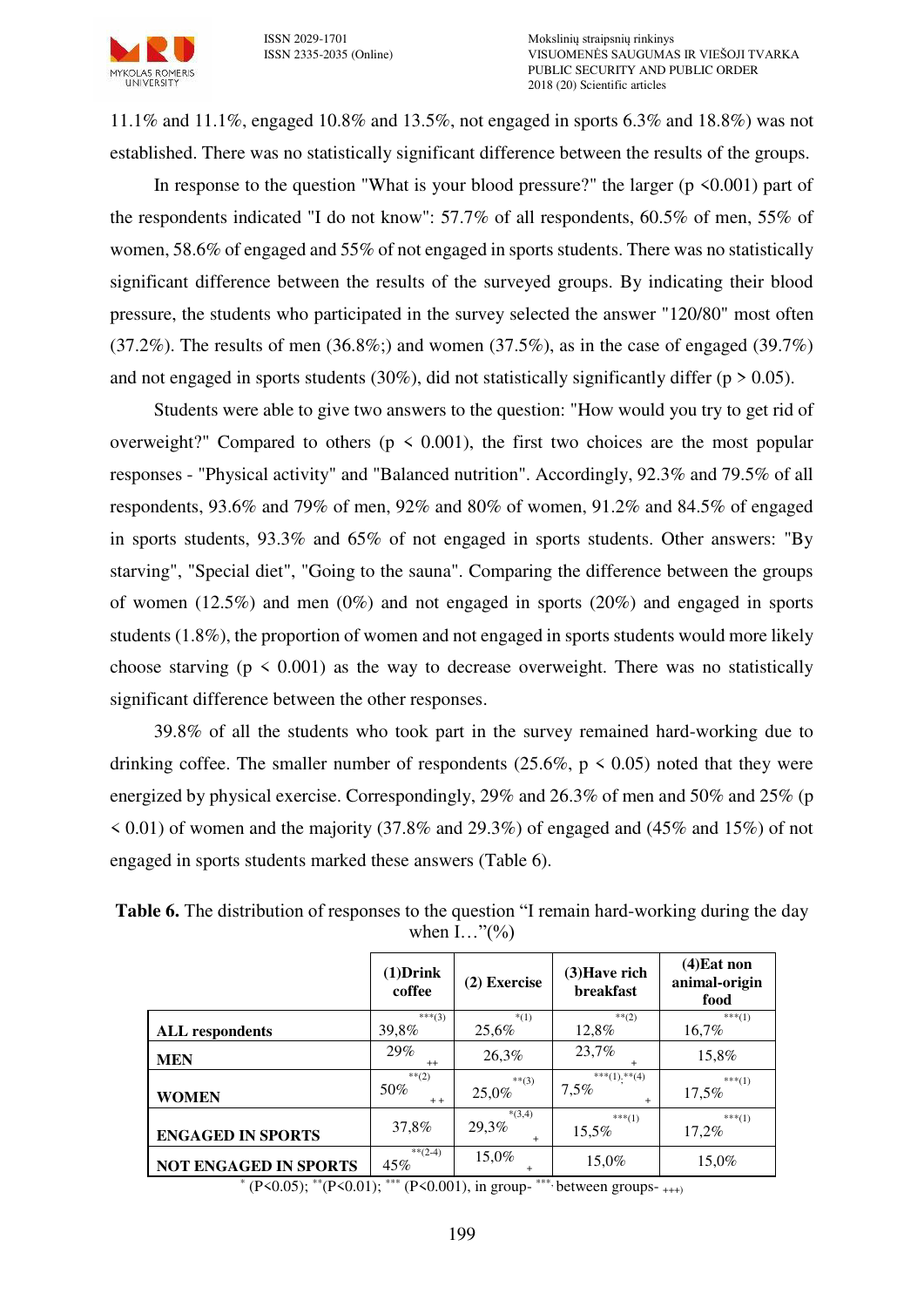11.1% and 11.1%, engaged 10.8% and 13.5%, not engaged in sports 6.3% and 18.8%) was not established. There was no statistically significant difference between the results of the groups.

In response to the question "What is your blood pressure?" the larger ($p < 0.001$) part of the respondents indicated "I do not know": 57.7% of all respondents, 60.5% of men, 55% of women, 58.6% of engaged and 55% of not engaged in sports students. There was no statistically significant difference between the results of the surveyed groups. By indicating their blood pressure, the students who participated in the survey selected the answer "120/80" most often (37.2%). The results of men (36.8%;) and women (37.5%), as in the case of engaged (39.7%) and not engaged in sports students (30%), did not statistically significantly differ ($p > 0.05$).

Students were able to give two answers to the question: "How would you try to get rid of overweight?" Compared to others ($p < 0.001$), the first two choices are the most popular responses - "Physical activity" and "Balanced nutrition". Accordingly, 92.3% and 79.5% of all respondents, 93.6% and 79% of men, 92% and 80% of women, 91.2% and 84.5% of engaged in sports students, 93.3% and 65% of not engaged in sports students. Other answers: "By starving", "Special diet", "Going to the sauna". Comparing the difference between the groups of women (12.5%) and men (0%) and not engaged in sports (20%) and engaged in sports students (1.8%), the proportion of women and not engaged in sports students would more likely choose starving ($p < 0.001$) as the way to decrease overweight. There was no statistically significant difference between the other responses.

39.8% of all the students who took part in the survey remained hard-working due to drinking coffee. The smaller number of respondents (25.6%, $p < 0.05$) noted that they were energized by physical exercise. Correspondingly, 29% and 26.3% of men and 50% and 25% ($p < 0.01$) of women and the majority (37.8% and 29.3%) of engaged and (45% and 15%) of not engaged in sports students marked these answers (Table 6).

**Table 6.** The distribution of responses to the question "I remain hard-working during the day when I…"(%)

| | (1)Drink coffee | (2) Exercise | (3)Have rich breakfast | (4)Eat non animal-origin food |
|---|---|---|---|---|
| **ALL respondents** | 39,8% $^{***(3)}$ | 25,6% $^{*(1)}$ | 12,8% $^{**(2)}$ | 16,7% $^{***(1)}$ |
| **MEN** | 29% ++ | 26,3% | 23,7% + | 15,8% |
| **WOMEN** | 50% $^{**(2)}$ ++ | 25,0% $^{**(3)}$ | 7,5% $^{***(1);**(4)}$ + | 17,5% $^{***(1)}$ |
| **ENGAGED IN SPORTS** | 37,8% | 29,3% $^{*(3,4)}$ + | 15,5% $^{***(1)}$ | 17,2% $^{***(1)}$ |
| **NOT ENGAGED IN SPORTS** | 45% $^{**(2-4)}$ | 15,0% + | 15,0% | 15,0% |

$^{*}$ (P<0.05); $^{**}$(P<0.01); $^{***}$ (P<0.001), in group- $^{***}$ between groups- +++)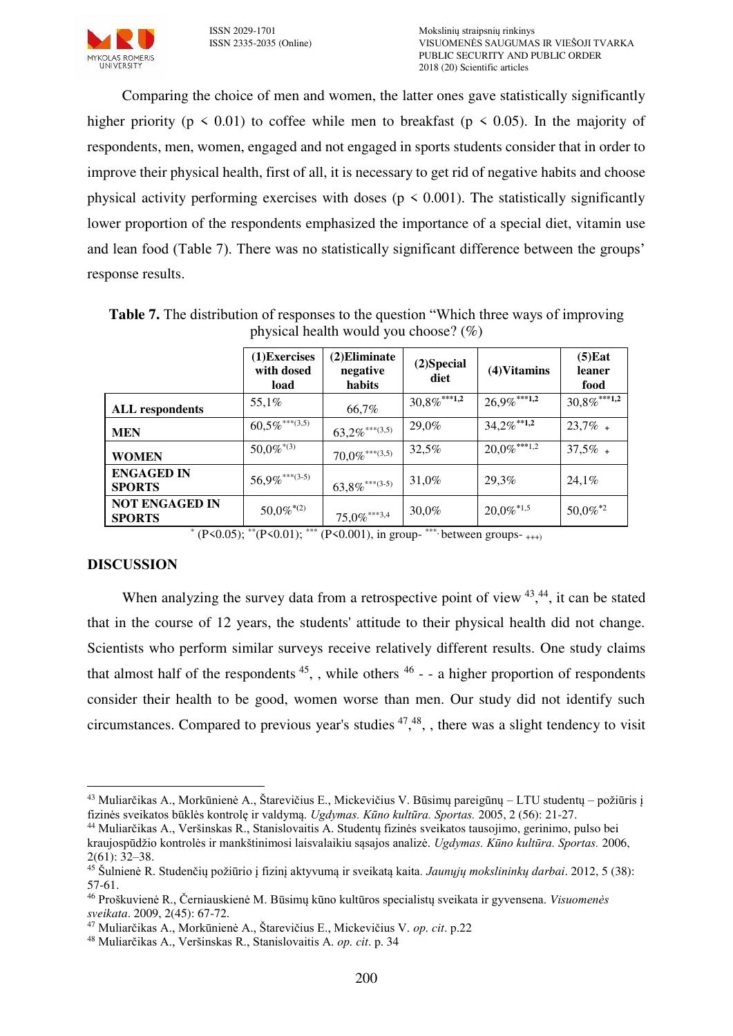Comparing the choice of men and women, the latter ones gave statistically significantly higher priority ($p < 0.01$) to coffee while men to breakfast ($p < 0.05$). In the majority of respondents, men, women, engaged and not engaged in sports students consider that in order to improve their physical health, first of all, it is necessary to get rid of negative habits and choose physical activity performing exercises with doses ($p < 0.001$). The statistically significantly lower proportion of the respondents emphasized the importance of a special diet, vitamin use and lean food (Table 7). There was no statistically significant difference between the groups' response results.

**Table 7.** The distribution of responses to the question "Which three ways of improving physical health would you choose? (%)

| | (1)Exercises with dosed load | (2)Eliminate negative habits | (2)Special diet | (4)Vitamins | (5)Eat leaner food |
|---|---|---|---|---|---|
| **ALL respondents** | 55,1% | 66,7% | 30,8%$^{***1,2}$ | 26,9%$^{***1,2}$ | 30,8%$^{***1,2}$ |
| **MEN** | 60,5%$^{***(3,5)}$ | 63,2%$^{***(3,5)}$ | 29,0% | 34,2%$^{**1,2}$ | 23,7% $_{+}$ |
| **WOMEN** | 50,0%$^{*(3)}$ | 70,0%$^{***(3,5)}$ | 32,5% | 20,0%$^{***1,2}$ | 37,5% $_{+}$ |
| **ENGAGED IN SPORTS** | 56,9%$^{***(3-5)}$ | 63,8%$^{***(3-5)}$ | 31,0% | 29,3% | 24,1% |
| **NOT ENGAGED IN SPORTS** | 50,0%$^{*(2)}$ | 75,0%$^{***3,4}$ | 30,0% | 20,0%$^{*1,5}$ | 50,0%$^{*2}$ |

$^{*}$ ($P<0.05$); $^{**}$($P<0.01$); $^{***}$ ($P<0.001$), in group- $^{***}$, between groups- $_{+++)}$

## DISCUSSION

When analyzing the survey data from a retrospective point of view [43],[44], it can be stated that in the course of 12 years, the students' attitude to their physical health did not change. Scientists who perform similar surveys receive relatively different results. One study claims that almost half of the respondents [45], , while others [46] - - a higher proportion of respondents consider their health to be good, women worse than men. Our study did not identify such circumstances. Compared to previous year's studies [47],[48], , there was a slight tendency to visit

[43] Muliarčikas A., Morkūnienė A., Štarevičius E., Mickevičius V. Būsimų pareigūnų – LTU studentų – požiūris į fizinės sveikatos būklės kontrolę ir valdymą. *Ugdymas. Kūno kultūra. Sportas.* 2005, 2 (56): 21-27.

[44] Muliarčikas A., Veršinskas R., Stanislovaitis A. Studentų fizinės sveikatos tausojimo, gerinimo, pulso bei kraujospūdžio kontrolės ir mankštinimosi laisvalaikiu sąsajos analizė. *Ugdymas. Kūno kultūra. Sportas.* 2006, 2(61): 32–38.

[45] Šulnienė R. Studenčių požiūrio į fizinį aktyvumą ir sveikatą kaita. *Jaunųjų mokslininkų darbai*. 2012, 5 (38): 57-61.

[46] Proškuvienė R., Černiauskienė M. Būsimų kūno kultūros specialistų sveikata ir gyvensena. *Visuomenės sveikata*. 2009, 2(45): 67-72.

[47] Muliarčikas A., Morkūnienė A., Štarevičius E., Mickevičius V. *op. cit*. p.22

[48] Muliarčikas A., Veršinskas R., Stanislovaitis A. *op. cit*. p. 34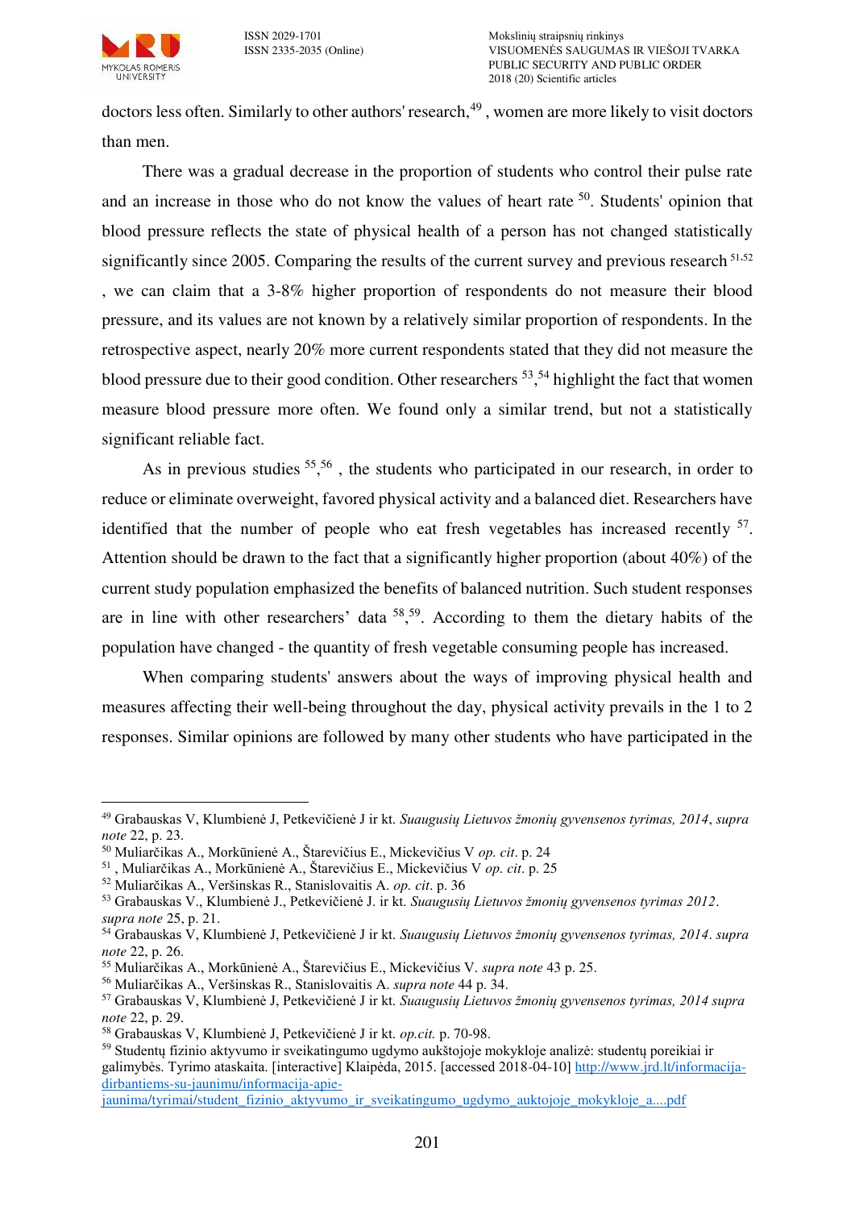doctors less often. Similarly to other authors' research,[49] , women are more likely to visit doctors than men.

There was a gradual decrease in the proportion of students who control their pulse rate and an increase in those who do not know the values of heart rate [50]. Students' opinion that blood pressure reflects the state of physical health of a person has not changed statistically significantly since 2005. Comparing the results of the current survey and previous research [51,52] , we can claim that a 3-8% higher proportion of respondents do not measure their blood pressure, and its values are not known by a relatively similar proportion of respondents. In the retrospective aspect, nearly 20% more current respondents stated that they did not measure the blood pressure due to their good condition. Other researchers [53],[54] highlight the fact that women measure blood pressure more often. We found only a similar trend, but not a statistically significant reliable fact.

As in previous studies [55],[56] , the students who participated in our research, in order to reduce or eliminate overweight, favored physical activity and a balanced diet. Researchers have identified that the number of people who eat fresh vegetables has increased recently [57]. Attention should be drawn to the fact that a significantly higher proportion (about 40%) of the current study population emphasized the benefits of balanced nutrition. Such student responses are in line with other researchers' data [58],[59]. According to them the dietary habits of the population have changed - the quantity of fresh vegetable consuming people has increased.

When comparing students' answers about the ways of improving physical health and measures affecting their well-being throughout the day, physical activity prevails in the 1 to 2 responses. Similar opinions are followed by many other students who have participated in the

---

[49] Grabauskas V, Klumbienė J, Petkevičienė J ir kt. *Suaugusių Lietuvos žmonių gyvensenos tyrimas, 2014*, *supra note* 22, p. 23.

[50] Muliarčikas A., Morkūnienė A., Štarevičius E., Mickevičius V *op. cit*. p. 24

[51] , Muliarčikas A., Morkūnienė A., Štarevičius E., Mickevičius V *op. cit*. p. 25

[52] Muliarčikas A., Veršinskas R., Stanislovaitis A. *op. cit*. p. 36

[53] Grabauskas V., Klumbienė J., Petkevičienė J. ir kt. *Suaugusių Lietuvos žmonių gyvensenos tyrimas 2012*. *supra note* 25, p. 21.

[54] Grabauskas V, Klumbienė J, Petkevičienė J ir kt. *Suaugusių Lietuvos žmonių gyvensenos tyrimas, 2014*. *supra note* 22, p. 26.

[55] Muliarčikas A., Morkūnienė A., Štarevičius E., Mickevičius V. *supra note* 43 p. 25.

[56] Muliarčikas A., Veršinskas R., Stanislovaitis A. *supra note* 44 p. 34.

[57] Grabauskas V, Klumbienė J, Petkevičienė J ir kt. *Suaugusių Lietuvos žmonių gyvensenos tyrimas, 2014 supra note* 22, p. 29.

[58] Grabauskas V, Klumbienė J, Petkevičienė J ir kt. *op.cit.* p. 70-98.

[59] Studentų fizinio aktyvumo ir sveikatingumo ugdymo aukštojoje mokykloje analizė: studentų poreikiai ir galimybės. Tyrimo ataskaita. [interactive] Klaipėda, 2015. [accessed 2018-04-10] http://www.jrd.lt/informacija-dirbantiems-su-jaunimu/informacija-apie-jaunima/tyrimai/student_fizinio_aktyvumo_ir_sveikatingumo_ugdymo_auktojoje_mokykloje_a....pdf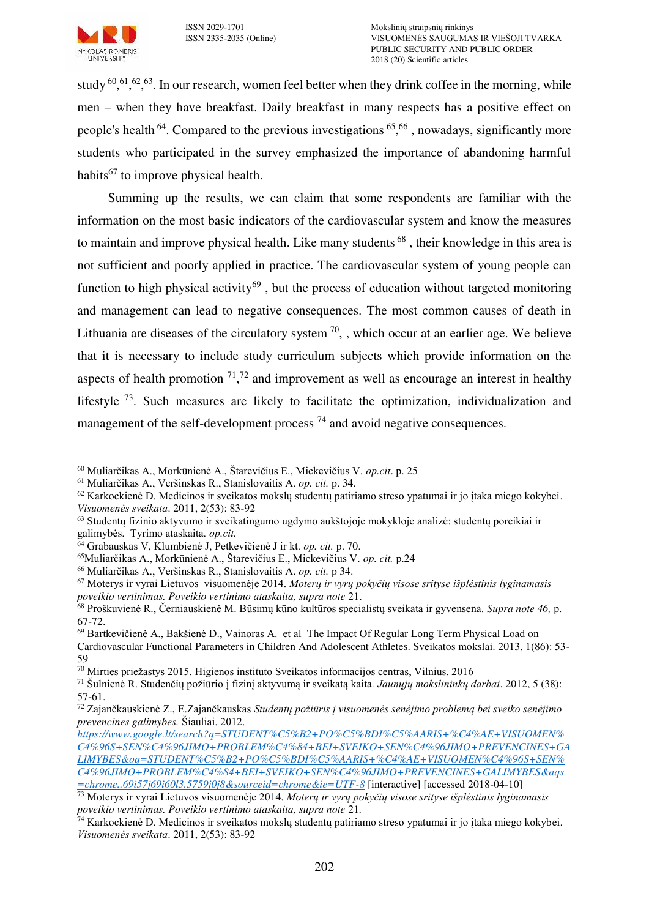study [60],[61],[62],[63]. In our research, women feel better when they drink coffee in the morning, while men – when they have breakfast. Daily breakfast in many respects has a positive effect on people's health [64]. Compared to the previous investigations [65],[66] , nowadays, significantly more students who participated in the survey emphasized the importance of abandoning harmful habits[67] to improve physical health.

Summing up the results, we can claim that some respondents are familiar with the information on the most basic indicators of the cardiovascular system and know the measures to maintain and improve physical health. Like many students [68] , their knowledge in this area is not sufficient and poorly applied in practice. The cardiovascular system of young people can function to high physical activity[69] , but the process of education without targeted monitoring and management can lead to negative consequences. The most common causes of death in Lithuania are diseases of the circulatory system [70], , which occur at an earlier age. We believe that it is necessary to include study curriculum subjects which provide information on the aspects of health promotion [71],[72] and improvement as well as encourage an interest in healthy lifestyle [73]. Such measures are likely to facilitate the optimization, individualization and management of the self-development process [74] and avoid negative consequences.

---

[60] Muliarčikas A., Morkūnienė A., Štarevičius E., Mickevičius V. *op.cit*. p. 25

[61] Muliarčikas A., Veršinskas R., Stanislovaitis A. *op. cit.* p. 34.

[62] Karkockienė D. Medicinos ir sveikatos mokslų studentų patiriamo streso ypatumai ir jo įtaka miego kokybei. *Visuomenės sveikata*. 2011, 2(53): 83-92

[63] Studentų fizinio aktyvumo ir sveikatingumo ugdymo aukštojoje mokykloje analizė: studentų poreikiai ir galimybės. Tyrimo ataskaita. *op.cit.*

[64] Grabauskas V, Klumbienė J, Petkevičienė J ir kt. *op. cit.* p. 70.

[65]Muliarčikas A., Morkūnienė A., Štarevičius E., Mickevičius V. *op. cit.* p.24

[66] Muliarčikas A., Veršinskas R., Stanislovaitis A. *op. cit.* p 34.

[67] Moterys ir vyrai Lietuvos visuomenėje 2014. *Moterų ir vyrų pokyčių visose srityse išplėstinis lyginamasis poveikio vertinimas. Poveikio vertinimo ataskaita, supra note* 21.

[68] Proškuvienė R., Černiauskienė M. Būsimų kūno kultūros specialistų sveikata ir gyvensena. *Supra note 46,* p. 67-72.

[69] Bartkevičienė A., Bakšienė D., Vainoras A. et al The Impact Of Regular Long Term Physical Load on Cardiovascular Functional Parameters in Children And Adolescent Athletes. Sveikatos mokslai. 2013, 1(86): 53-59

[70] Mirties priežastys 2015. Higienos instituto Sveikatos informacijos centras, Vilnius. 2016

[71] Šulnienė R. Studenčių požiūrio į fizinį aktyvumą ir sveikatą kaita. *Jaunųjų mokslininkų darbai*. 2012, 5 (38): 57-61.

[72] Zajančkauskienė Z., E.Zajančkauskas *Studentų požiūris į visuomenės senėjimo problemą bei sveiko senėjimo prevencines galimybes.* Šiauliai. 2012. https://www.google.lt/search?q=STUDENT%C5%B2+PO%C5%BDI%C5%AARIS+%C4%AE+VISUOMEN%C4%96S+SEN%C4%96JIMO+PROBLEM%C4%84+BEI+SVEIKO+SEN%C4%96JIMO+PREVENCINES+GALIMYBES&oq=STUDENT%C5%B2+PO%C5%BDI%C5%AARIS+%C4%AE+VISUOMEN%C4%96S+SEN%C4%96JIMO+PROBLEM%C4%84+BEI+SVEIKO+SEN%C4%96JIMO+PREVENCINES+GALIMYBES&aqs=chrome..69i57j69i60l3.5759j0j8&sourceid=chrome&ie=UTF-8 [interactive] [accessed 2018-04-10]

[73] Moterys ir vyrai Lietuvos visuomenėje 2014. *Moterų ir vyrų pokyčių visose srityse išplėstinis lyginamasis poveikio vertinimas. Poveikio vertinimo ataskaita, supra note* 21.

[74] Karkockienė D. Medicinos ir sveikatos mokslų studentų patiriamo streso ypatumai ir jo įtaka miego kokybei. *Visuomenės sveikata*. 2011, 2(53): 83-92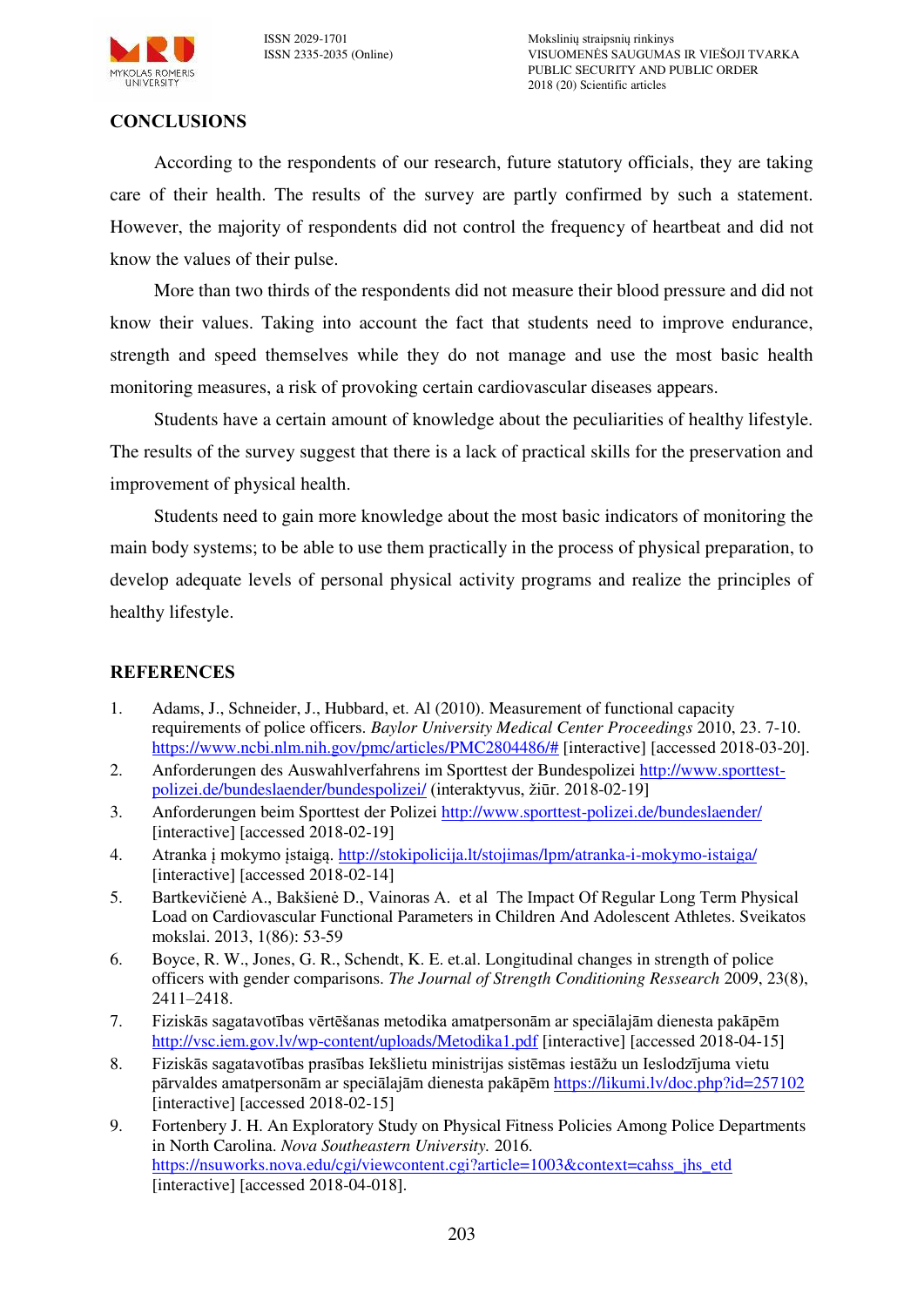## CONCLUSIONS

According to the respondents of our research, future statutory officials, they are taking care of their health. The results of the survey are partly confirmed by such a statement. However, the majority of respondents did not control the frequency of heartbeat and did not know the values of their pulse.

More than two thirds of the respondents did not measure their blood pressure and did not know their values. Taking into account the fact that students need to improve endurance, strength and speed themselves while they do not manage and use the most basic health monitoring measures, a risk of provoking certain cardiovascular diseases appears.

Students have a certain amount of knowledge about the peculiarities of healthy lifestyle. The results of the survey suggest that there is a lack of practical skills for the preservation and improvement of physical health.

Students need to gain more knowledge about the most basic indicators of monitoring the main body systems; to be able to use them practically in the process of physical preparation, to develop adequate levels of personal physical activity programs and realize the principles of healthy lifestyle.

## REFERENCES

1. Adams, J., Schneider, J., Hubbard, et. Al (2010). Measurement of functional capacity requirements of police officers. *Baylor University Medical Center Proceedings* 2010, 23. 7-10. https://www.ncbi.nlm.nih.gov/pmc/articles/PMC2804486/# [interactive] [accessed 2018-03-20].
2. Anforderungen des Auswahlverfahrens im Sporttest der Bundespolizei http://www.sporttest-polizei.de/bundeslaender/bundespolizei/ (interaktyvus, žiūr. 2018-02-19]
3. Anforderungen beim Sporttest der Polizei http://www.sporttest-polizei.de/bundeslaender/ [interactive] [accessed 2018-02-19]
4. Atranka į mokymo įstaigą. http://stokipolicija.lt/stojimas/lpm/atranka-i-mokymo-istaiga/ [interactive] [accessed 2018-02-14]
5. Bartkevičienė A., Bakšienė D., Vainoras A. et al The Impact Of Regular Long Term Physical Load on Cardiovascular Functional Parameters in Children And Adolescent Athletes. Sveikatos mokslai. 2013, 1(86): 53-59
6. Boyce, R. W., Jones, G. R., Schendt, K. E. et.al. Longitudinal changes in strength of police officers with gender comparisons. *The Journal of Strength Conditioning Ressearch* 2009, 23(8), 2411–2418.
7. Fiziskās sagatavotības vērtēšanas metodika amatpersonām ar speciālajām dienesta pakāpēm http://vsc.iem.gov.lv/wp-content/uploads/Metodika1.pdf [interactive] [accessed 2018-04-15]
8. Fiziskās sagatavotības prasības Iekšlietu ministrijas sistēmas iestāžu un Ieslodzījuma vietu pārvaldes amatpersonām ar speciālajām dienesta pakāpēm https://likumi.lv/doc.php?id=257102 [interactive] [accessed 2018-02-15]
9. Fortenbery J. H. An Exploratory Study on Physical Fitness Policies Among Police Departments in North Carolina. *Nova Southeastern University.* 2016. https://nsuworks.nova.edu/cgi/viewcontent.cgi?article=1003&context=cahss_jhs_etd [interactive] [accessed 2018-04-018].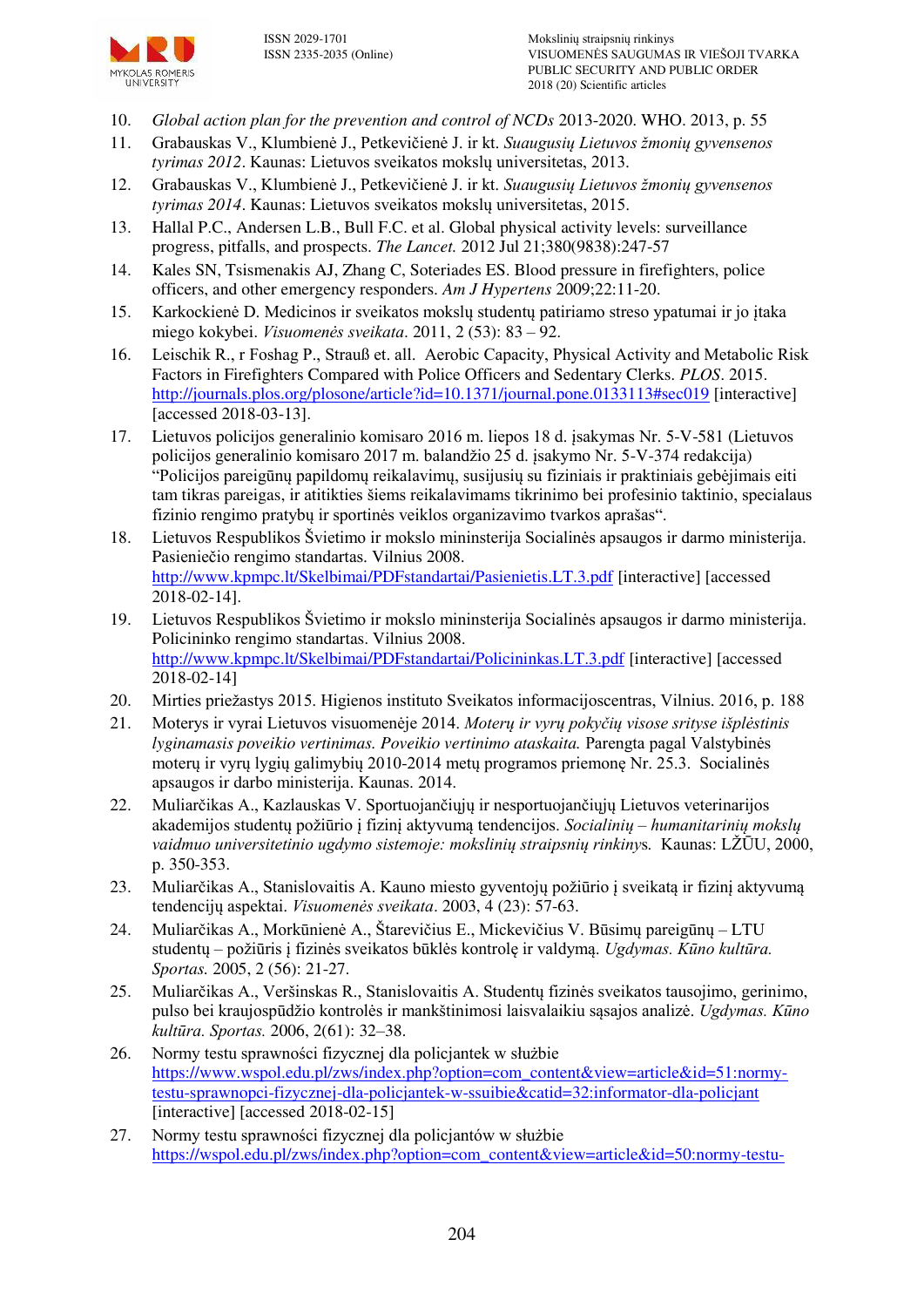10. *Global action plan for the prevention and control of NCDs* 2013-2020. WHO. 2013, p. 55
11. Grabauskas V., Klumbienė J., Petkevičienė J. ir kt. *Suaugusių Lietuvos žmonių gyvensenos tyrimas 2012*. Kaunas: Lietuvos sveikatos mokslų universitetas, 2013.
12. Grabauskas V., Klumbienė J., Petkevičienė J. ir kt. *Suaugusių Lietuvos žmonių gyvensenos tyrimas 2014*. Kaunas: Lietuvos sveikatos mokslų universitetas, 2015.
13. Hallal P.C., Andersen L.B., Bull F.C. et al. Global physical activity levels: surveillance progress, pitfalls, and prospects. *The Lancet.* 2012 Jul 21;380(9838):247-57
14. Kales SN, Tsismenakis AJ, Zhang C, Soteriades ES. Blood pressure in firefighters, police officers, and other emergency responders. *Am J Hypertens* 2009;22:11-20.
15. Karkockienė D. Medicinos ir sveikatos mokslų studentų patiriamo streso ypatumai ir jo įtaka miego kokybei. *Visuomenės sveikata*. 2011, 2 (53): 83 – 92.
16. Leischik R., r Foshag P., Strauß et. all. Aerobic Capacity, Physical Activity and Metabolic Risk Factors in Firefighters Compared with Police Officers and Sedentary Clerks. *PLOS*. 2015. http://journals.plos.org/plosone/article?id=10.1371/journal.pone.0133113#sec019 [interactive] [accessed 2018-03-13].
17. Lietuvos policijos generalinio komisaro 2016 m. liepos 18 d. įsakymas Nr. 5-V-581 (Lietuvos policijos generalinio komisaro 2017 m. balandžio 25 d. įsakymo Nr. 5-V-374 redakcija) "Policijos pareigūnų papildomų reikalavimų, susijusių su fiziniais ir praktiniais gebėjimais eiti tam tikras pareigas, ir atitikties šiems reikalavimams tikrinimo bei profesinio taktinio, specialaus fizinio rengimo pratybų ir sportinės veiklos organizavimo tvarkos aprašas".
18. Lietuvos Respublikos Švietimo ir mokslo mininsterija Socialinės apsaugos ir darmo ministerija. Pasieniečio rengimo standartas. Vilnius 2008. http://www.kpmpc.lt/Skelbimai/PDFstandartai/Pasienietis.LT.3.pdf [interactive] [accessed 2018-02-14].
19. Lietuvos Respublikos Švietimo ir mokslo mininsterija Socialinės apsaugos ir darmo ministerija. Policininko rengimo standartas. Vilnius 2008. http://www.kpmpc.lt/Skelbimai/PDFstandartai/Policininkas.LT.3.pdf [interactive] [accessed 2018-02-14]
20. Mirties priežastys 2015. Higienos instituto Sveikatos informacijoscentras, Vilnius. 2016, p. 188
21. Moterys ir vyrai Lietuvos visuomenėje 2014. *Moterų ir vyrų pokyčių visose srityse išplėstinis lyginamasis poveikio vertinimas. Poveikio vertinimo ataskaita.* Parengta pagal Valstybinės moterų ir vyrų lygių galimybių 2010-2014 metų programos priemonę Nr. 25.3. Socialinės apsaugos ir darbo ministerija. Kaunas. 2014.
22. Muliarčikas A., Kazlauskas V. Sportuojančiųjų ir nesportuojančiųjų Lietuvos veterinarijos akademijos studentų požiūrio į fizinį aktyvumą tendencijos. *Socialinių – humanitarinių mokslų vaidmuo universitetinio ugdymo sistemoje: mokslinių straipsnių rinkiny*s*.* Kaunas: LŽŪU, 2000, p. 350-353.
23. Muliarčikas A., Stanislovaitis A. Kauno miesto gyventojų požiūrio į sveikatą ir fizinį aktyvumą tendencijų aspektai. *Visuomenės sveikata*. 2003, 4 (23): 57-63.
24. Muliarčikas A., Morkūnienė A., Štarevičius E., Mickevičius V. Būsimų pareigūnų – LTU studentų – požiūris į fizinės sveikatos būklės kontrolę ir valdymą. *Ugdymas. Kūno kultūra. Sportas.* 2005, 2 (56): 21-27.
25. Muliarčikas A., Veršinskas R., Stanislovaitis A. Studentų fizinės sveikatos tausojimo, gerinimo, pulso bei kraujospūdžio kontrolės ir mankštinimosi laisvalaikiu sąsajos analizė. *Ugdymas. Kūno kultūra. Sportas.* 2006, 2(61): 32–38.
26. Normy testu sprawności fizycznej dla policjantek w służbie https://www.wspol.edu.pl/zws/index.php?option=com_content&view=article&id=51:normy-testu-sprawnopci-fizycznej-dla-policjantek-w-ssuibie&catid=32:informator-dla-policjant [interactive] [accessed 2018-02-15]
27. Normy testu sprawności fizycznej dla policjantów w służbie https://wspol.edu.pl/zws/index.php?option=com_content&view=article&id=50:normy-testu-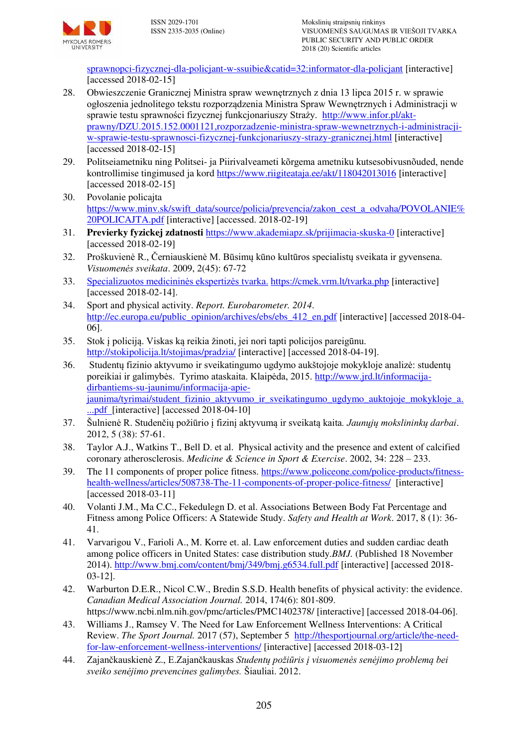sprawnopci-fizycznej-dla-policjant-w-ssuibie&catid=32:informator-dla-policjant [interactive] [accessed 2018-02-15]

28. Obwieszczenie Granicznej Ministra spraw wewnętrznych z dnia 13 lipca 2015 r. w sprawie ogłoszenia jednolitego tekstu rozporządzenia Ministra Spraw Wewnętrznych i Administracji w sprawie testu sprawności fizycznej funkcjonariuszy Straży. http://www.infor.pl/akt-prawny/DZU.2015.152.0001121,rozporzadzenie-ministra-spraw-wewnetrznych-i-administracji-w-sprawie-testu-sprawnosci-fizycznej-funkcjonariuszy-strazy-granicznej.html [interactive] [accessed 2018-02-15]
29. Politseiametniku ning Politsei- ja Piirivalveameti kõrgema ametniku kutsesobivusnõuded, nende kontrollimise tingimused ja kord https://www.riigiteataja.ee/akt/118042013016 [interactive] [accessed 2018-02-15]
30. Povolanie policajta https://www.minv.sk/swift_data/source/policia/prevencia/zakon_cest_a_odvaha/POVOLANIE%20POLICAJTA.pdf [interactive] [accessed. 2018-02-19]
31. **Previerky fyzickej zdatnosti** https://www.akademiapz.sk/prijimacia-skuska-0 [interactive] [accessed 2018-02-19]
32. Proškuvienė R., Černiauskienė M. Būsimų kūno kultūros specialistų sveikata ir gyvensena. *Visuomenės sveikata*. 2009, 2(45): 67-72
33. Specializuotos medicininės ekspertizės tvarka. https://cmek.vrm.lt/tvarka.php [interactive] [accessed 2018-02-14].
34. Sport and physical activity. *Report. Eurobarometer. 2014*. http://ec.europa.eu/public_opinion/archives/ebs/ebs_412_en.pdf [interactive] [accessed 2018-04-06].
35. Stok į policiją. Viskas ką reikia žinoti, jei nori tapti policijos pareigūnu. http://stokipolicija.lt/stojimas/pradzia/ [interactive] [accessed 2018-04-19].
36. Studentų fizinio aktyvumo ir sveikatingumo ugdymo aukštojoje mokykloje analizė: studentų poreikiai ir galimybės. Tyrimo ataskaita. Klaipėda, 2015. http://www.jrd.lt/informacija-dirbantiems-su-jaunimu/informacija-apie-jaunima/tyrimai/student_fizinio_aktyvumo_ir_sveikatingumo_ugdymo_auktojoje_mokykloje_a....pdf [interactive] [accessed 2018-04-10]
37. Šulnienė R. Studenčių požiūrio į fizinį aktyvumą ir sveikatą kaita. *Jaunųjų mokslininkų darbai*. 2012, 5 (38): 57-61.
38. Taylor A.J., Watkins T., Bell D. et al. Physical activity and the presence and extent of calcified coronary atherosclerosis. *Medicine & Science in Sport & Exercise*. 2002, 34: 228 – 233.
39. The 11 components of proper police fitness. https://www.policeone.com/police-products/fitness-health-wellness/articles/508738-The-11-components-of-proper-police-fitness/ [interactive] [accessed 2018-03-11]
40. Volanti J.M., Ma C.C., Fekedulegn D. et al. Associations Between Body Fat Percentage and Fitness among Police Officers: A Statewide Study. *Safety and Health at Work*. 2017, 8 (1): 36-41.
41. Varvarigou V., Farioli A., M. Korre et. al. Law enforcement duties and sudden cardiac death among police officers in United States: case distribution study.*BMJ.* (Published 18 November 2014). http://www.bmj.com/content/bmj/349/bmj.g6534.full.pdf [interactive] [accessed 2018-03-12].
42. Warburton D.E.R., Nicol C.W., Bredin S.S.D. Health benefits of physical activity: the evidence. *Canadian Medical Association Journal.* 2014, 174(6): 801-809. https://www.ncbi.nlm.nih.gov/pmc/articles/PMC1402378/ [interactive] [accessed 2018-04-06].
43. Williams J., Ramsey V. The Need for Law Enforcement Wellness Interventions: A Critical Review. *The Sport Journal.* 2017 (57), September 5 http://thesportjournal.org/article/the-need-for-law-enforcement-wellness-interventions/ [interactive] [accessed 2018-03-12]
44. Zajančkauskienė Z., E.Zajančkauskas *Studentų požiūris į visuomenės senėjimo problemą bei sveiko senėjimo prevencines galimybes.* Šiauliai. 2012.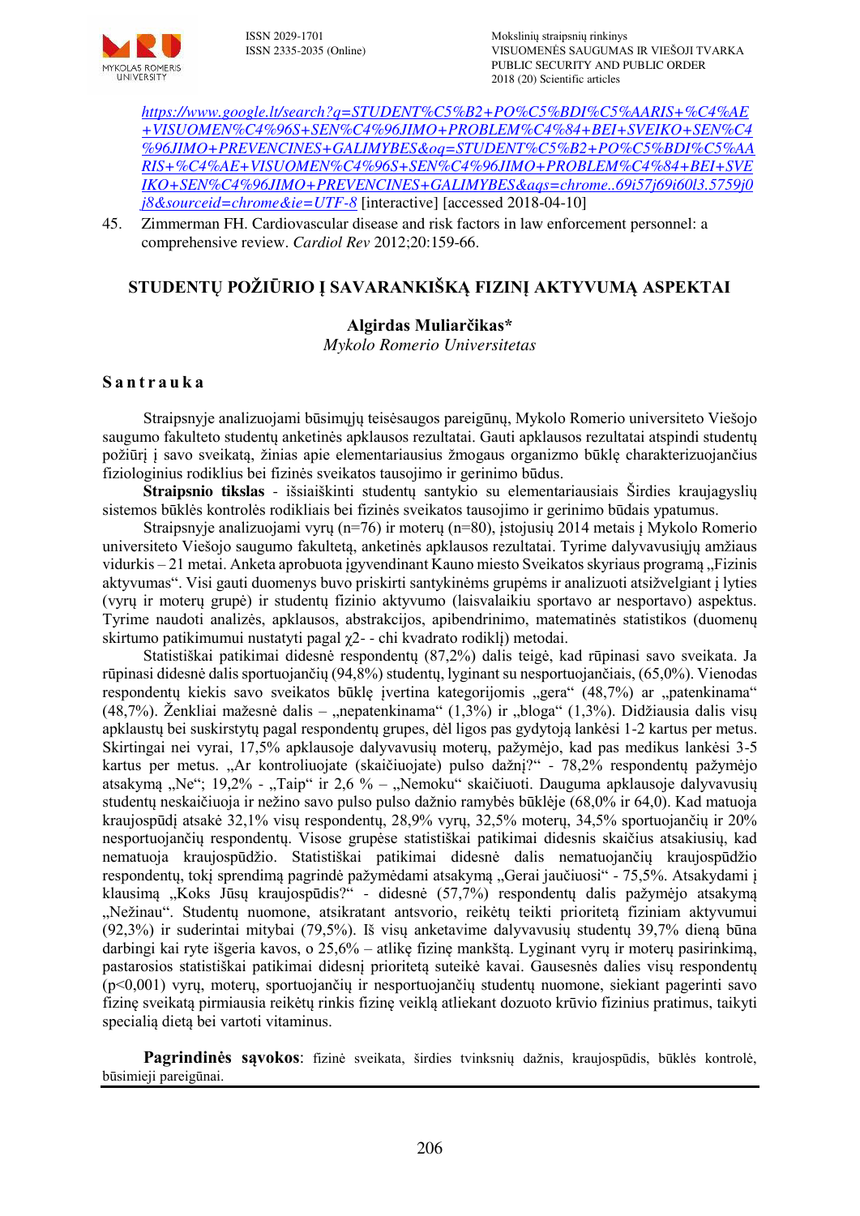https://www.google.lt/search?q=STUDENT%C5%B2+PO%C5%BDI%C5%AARIS+%C4%AE+VISUOMEN%C4%96S+SEN%C4%96JIMO+PROBLEM%C4%84+BEI+SVEIKO+SEN%C4%96JIMO+PREVENCINES+GALIMYBES&oq=STUDENT%C5%B2+PO%C5%BDI%C5%AARIS+%C4%AE+VISUOMEN%C4%96S+SEN%C4%96JIMO+PROBLEM%C4%84+BEI+SVEIKO+SEN%C4%96JIMO+PREVENCINES+GALIMYBES&aqs=chrome..69i57j69i60l3.5759j0j8&sourceid=chrome&ie=UTF-8 [interactive] [accessed 2018-04-10]

45. Zimmerman FH. Cardiovascular disease and risk factors in law enforcement personnel: a comprehensive review. *Cardiol Rev* 2012;20:159-66.

## STUDENTŲ POŽIŪRIO Į SAVARANKIŠKĄ FIZINĮ AKTYVUMĄ ASPEKTAI

**Algirdas Muliarčikas***

*Mykolo Romerio Universitetas*

### Santrauka

Straipsnyje analizuojami būsimųjų teisėsaugos pareigūnų, Mykolo Romerio universiteto Viešojo saugumo fakulteto studentų anketinės apklausos rezultatai. Gauti apklausos rezultatai atspindi studentų požiūrį į savo sveikatą, žinias apie elementariausius žmogaus organizmo būklę charakterizuojančius fiziologinius rodiklius bei fizinės sveikatos tausojimo ir gerinimo būdus.

**Straipsnio tikslas** - išsiaiškinti studentų santykio su elementariausiais Širdies kraujagyslių sistemos būklės kontrolės rodikliais bei fizinės sveikatos tausojimo ir gerinimo būdais ypatumus.

Straipsnyje analizuojami vyrų (n=76) ir moterų (n=80), įstojusių 2014 metais į Mykolo Romerio universiteto Viešojo saugumo fakultetą, anketinės apklausos rezultatai. Tyrime dalyvavusiųjų amžiaus vidurkis – 21 metai. Anketa aprobuota įgyvendinant Kauno miesto Sveikatos skyriaus programą „Fizinis aktyvumas“. Visi gauti duomenys buvo priskirti santykinėms grupėms ir analizuoti atsižvelgiant į lyties (vyrų ir moterų grupė) ir studentų fizinio aktyvumo (laisvalaikiu sportavo ar nesportavo) aspektus. Tyrime naudoti analizės, apklausos, abstrakcijos, apibendrinimo, matematinės statistikos (duomenų skirtumo patikimumui nustatyti pagal $\chi$2- - chi kvadrato rodiklį) metodai.

Statistiškai patikimai didesnė respondentų (87,2%) dalis teigė, kad rūpinasi savo sveikata. Ja rūpinasi didesnė dalis sportuojančių (94,8%) studentų, lyginant su nesportuojančiais, (65,0%). Vienodas respondentų kiekis savo sveikatos būklę įvertina kategorijomis „gera“ (48,7%) ar „patenkinama“ (48,7%). Ženkliai mažesnė dalis – „nepatenkinama“ (1,3%) ir „bloga“ (1,3%). Didžiausia dalis visų apklaustų bei suskirstytų pagal respondentų grupes, dėl ligos pas gydytoją lankėsi 1-2 kartus per metus. Skirtingai nei vyrai, 17,5% apklausoje dalyvavusių moterų, pažymėjo, kad pas medikus lankėsi 3-5 kartus per metus. „Ar kontroliuojate (skaičiuojate) pulso dažnį?“ - 78,2% respondentų pažymėjo atsakymą „Ne“; 19,2% - „Taip“ ir 2,6 % – „Nemoku“ skaičiuoti. Dauguma apklausoje dalyvavusių studentų neskaičiuoja ir nežino savo pulso pulso dažnio ramybės būklėje (68,0% ir 64,0). Kad matuoja kraujospūdį atsakė 32,1% visų respondentų, 28,9% vyrų, 32,5% moterų, 34,5% sportuojančių ir 20% nesportuojančių respondentų. Visose grupėse statistiškai patikimai didesnis skaičius atsakiusių, kad nematuoja kraujospūdžio. Statistiškai patikimai didesnė dalis nematuojančių kraujospūdžio respondentų, tokį sprendimą pagrindė pažymėdami atsakymą „Gerai jaučiuosi“ - 75,5%. Atsakydami į klausimą „Koks Jūsų kraujospūdis?“ - didesnė (57,7%) respondentų dalis pažymėjo atsakymą „Nežinau“. Studentų nuomone, atsikratant antsvorio, reikėtų teikti prioritetą fiziniam aktyvumui (92,3%) ir suderintai mitybai (79,5%). Iš visų anketavime dalyvavusių studentų 39,7% dieną būna darbingi kai ryte išgeria kavos, o 25,6% – atlikę fizinę mankštą. Lyginant vyrų ir moterų pasirinkimą, pastarosios statistiškai patikimai didesnį prioritetą suteikė kavai. Gausesnės dalies visų respondentų ($p<0{,}001$) vyrų, moterų, sportuojančių ir nesportuojančių studentų nuomone, siekiant pagerinti savo fizinę sveikatą pirmiausia reikėtų rinkis fizinę veiklą atliekant dozuoto krūvio fizinius pratimus, taikyti specialią dietą bei vartoti vitaminus.

**Pagrindinės sąvokos**: fizinė sveikata, širdies tvinksnių dažnis, kraujospūdis, būklės kontrolė, būsimieji pareigūnai.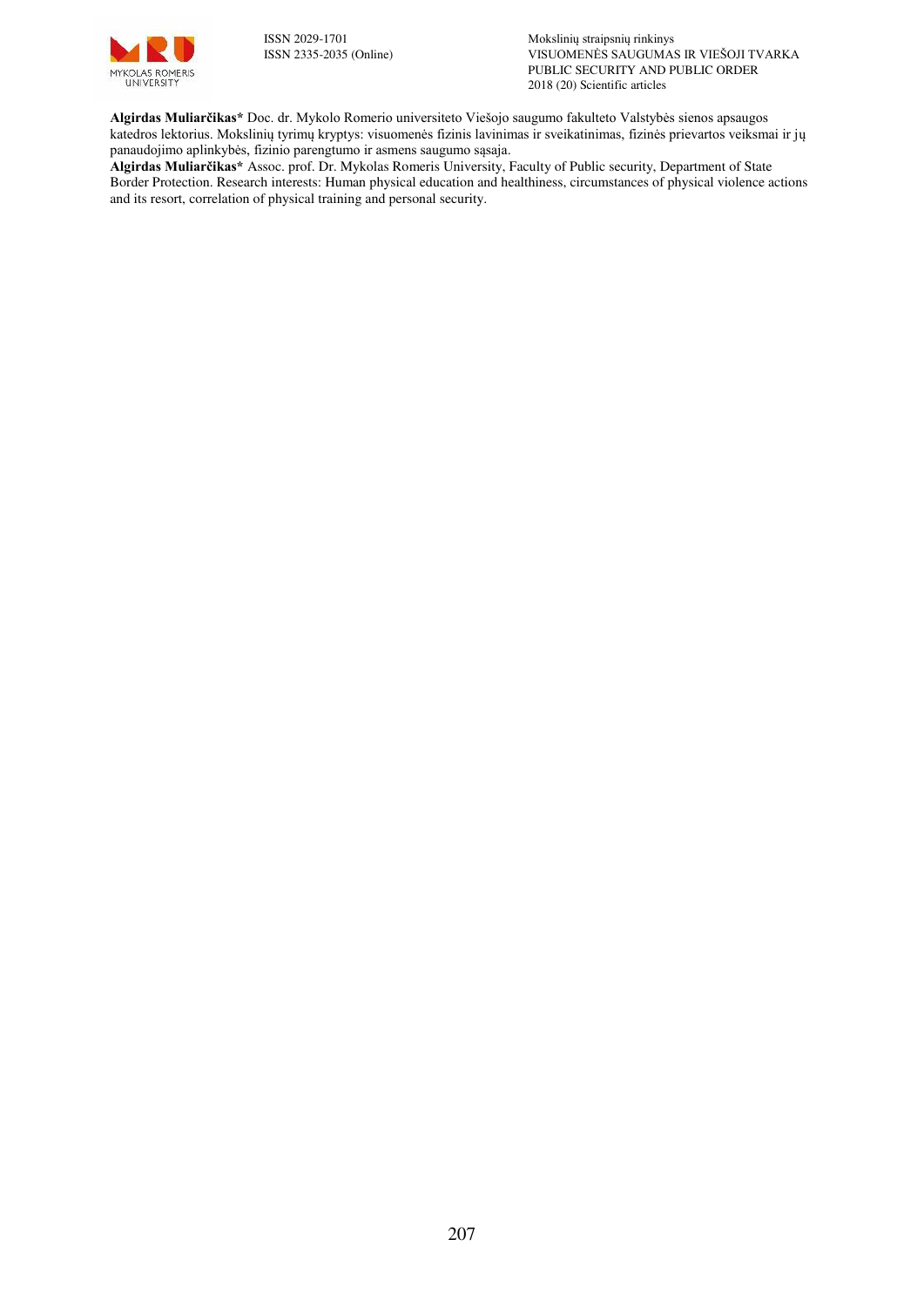**Algirdas Muliarčikas*** Doc. dr. Mykolo Romerio universiteto Viešojo saugumo fakulteto Valstybės sienos apsaugos katedros lektorius. Mokslinių tyrimų kryptys: visuomenės fizinis lavinimas ir sveikatinimas, fizinės prievartos veiksmai ir jų panaudojimo aplinkybės, fizinio parengtumo ir asmens saugumo sąsaja.

**Algirdas Muliarčikas*** Assoc. prof. Dr. Mykolas Romeris University, Faculty of Public security, Department of State Border Protection. Research interests: Human physical education and healthiness, circumstances of physical violence actions and its resort, correlation of physical training and personal security.